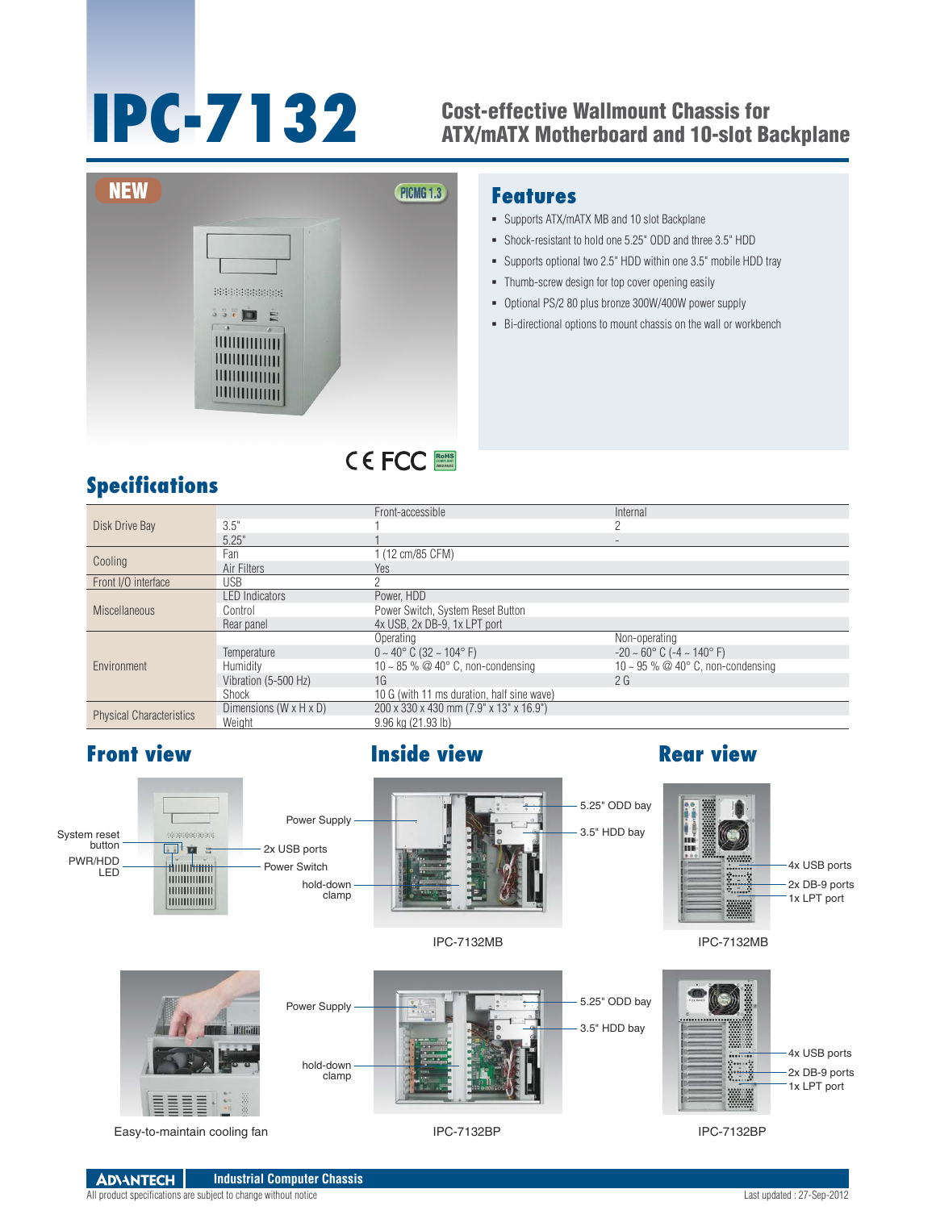# IPC-7132

## Cost-effective Wallmount Chassis for ATX/mATX Motherboard and 10-slot Backplane

NEW

PICMG 1.3

CE FCC RoHS

## Features

- Supports ATX/mATX MB and 10 slot Backplane
- Shock-resistant to hold one 5.25" ODD and three 3.5" HDD
- Supports optional two 2.5" HDD within one 3.5" mobile HDD tray
- Thumb-screw design for top cover opening easily
- Optional PS/2 80 plus bronze 300W/400W power supply
- Bi-directional options to mount chassis on the wall or workbench

## Specifications

| | | | |
|---|---|---|---|
| Disk Drive Bay | | Front-accessible | Internal |
| | 3.5" | 1 | 2 |
| | 5.25" | 1 | - |
| Cooling | Fan | 1 (12 cm/85 CFM) | |
| | Air Filters | Yes | |
| Front I/O interface | USB | 2 | |
| Miscellaneous | LED Indicators | Power, HDD | |
| | Control | Power Switch, System Reset Button | |
| | Rear panel | 4x USB, 2x DB-9, 1x LPT port | |
| Environment | | Operating | Non-operating |
| | Temperature | 0 ~ 40° C (32 ~ 104° F) | -20 ~ 60° C (-4 ~ 140° F) |
| | Humidity | 10 ~ 85 % @ 40° C, non-condensing | 10 ~ 95 % @ 40° C, non-condensing |
| | Vibration (5-500 Hz) | 1G | 2 G |
| | Shock | 10 G (with 11 ms duration, half sine wave) | |
| Physical Characteristics | Dimensions (W x H x D) | 200 x 330 x 430 mm (7.9" x 13" x 16.9") | |
| | Weight | 9.96 kg (21.93 lb) | |

## Front view

System reset button

PWR/HDD LED

2x USB ports

Power Switch

Easy-to-maintain cooling fan

## Inside view

Power Supply

hold-down clamp

5.25" ODD bay

3.5" HDD bay

IPC-7132MB

Power Supply

hold-down clamp

5.25" ODD bay

3.5" HDD bay

IPC-7132BP

## Rear view

4x USB ports

2x DB-9 ports

1x LPT port

IPC-7132MB

4x USB ports

2x DB-9 ports

1x LPT port

IPC-7132BP

ADVANTECH Industrial Computer Chassis

All product specifications are subject to change without notice

Last updated : 27-Sep-2012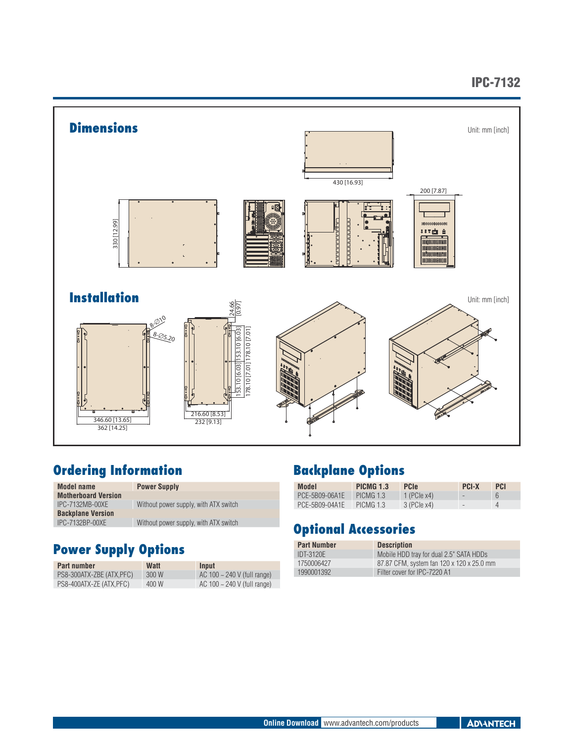## Dimensions

Unit: mm [inch]

430 [16.93]

200 [7.87]

330 [12.99]

## Installation

Unit: mm [inch]

8-∅10

8-∅5.20

24.66 [0.97]

153.10 [6.03]

153.10 [6.03]

178.10 [7.01]

178.10 [7.01]

216.60 [8.53]

232 [9.13]

346.60 [13.65]

362 [14.25]

## Ordering Information

| Model name | Power Supply |
|---|---|
| **Motherboard Version** | |
| IPC-7132MB-00XE | Without power supply, with ATX switch |
| **Backplane Version** | |
| IPC-7132BP-00XE | Without power supply, with ATX switch |

## Power Supply Options

| Part number | Watt | Input |
|---|---|---|
| PS8-300ATX-ZBE (ATX,PFC) | 300 W | AC 100 ~ 240 V (full range) |
| PS8-400ATX-ZE (ATX,PFC) | 400 W | AC 100 ~ 240 V (full range) |

## Backplane Options

| Model | PICMG 1.3 | PCIe | PCI-X | PCI |
|---|---|---|---|---|
| PCE-5B09-06A1E | PICMG 1.3 | 1 (PCIe x4) | - | 6 |
| PCE-5B09-04A1E | PICMG 1.3 | 3 (PCIe x4) | - | 4 |

## Optional Accessories

| Part Number | Description |
|---|---|
| IDT-3120E | Mobile HDD tray for dual 2.5" SATA HDDs |
| 1750006427 | 87.87 CFM, system fan 120 x 120 x 25.0 mm |
| 1990001392 | Filter cover for IPC-7220 A1 |